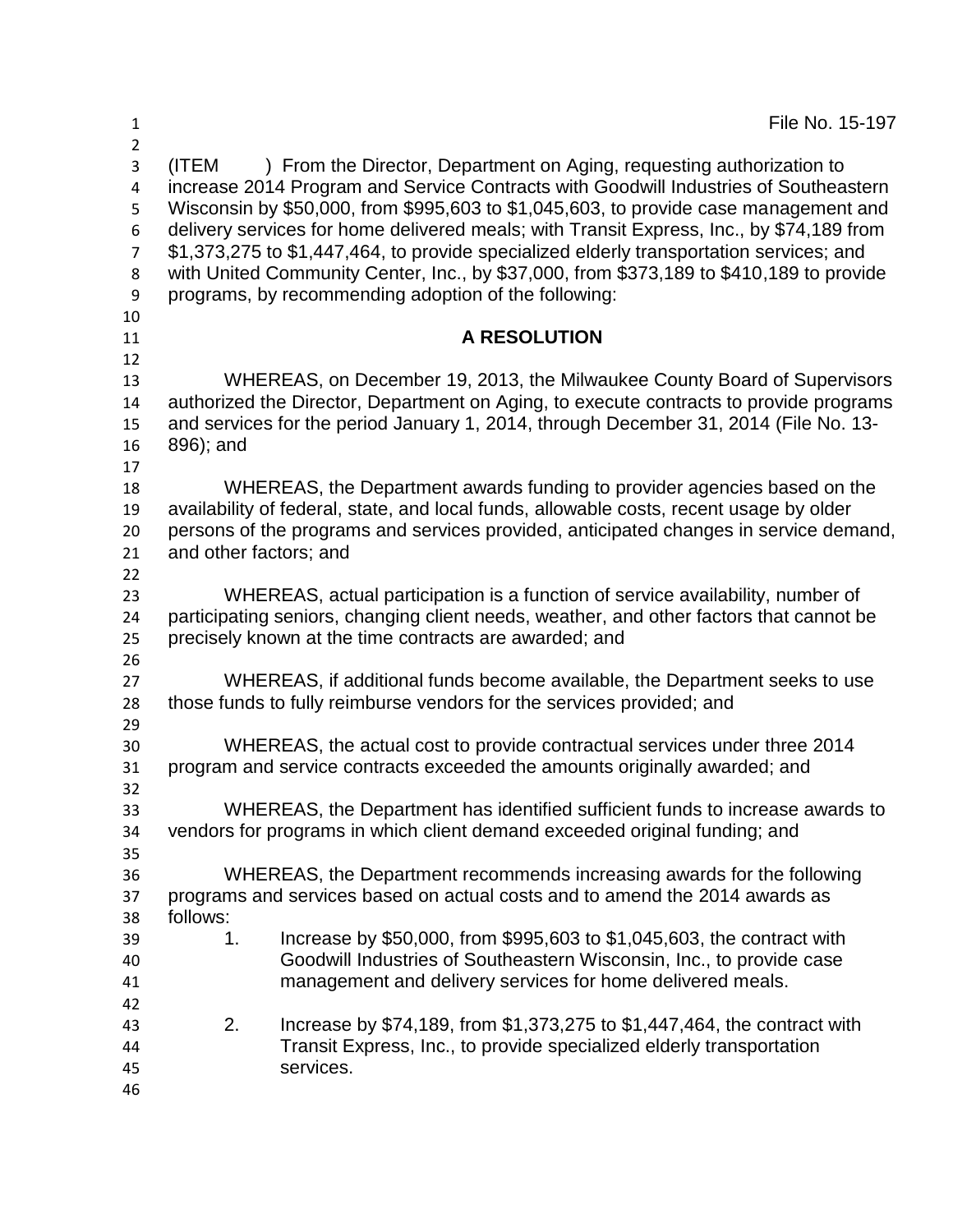File No. 15-197

(ITEM ) From the Director, Department on Aging, requesting authorization to increase 2014 Program and Service Contracts with Goodwill Industries of Southeastern Wisconsin by $50,000, from $995,603 to $1,045,603, to provide case management and delivery services for home delivered meals; with Transit Express, Inc., by $74,189 from $1,373,275 to $1,447,464, to provide specialized elderly transportation services; and with United Community Center, Inc., by $37,000, from $373,189 to $410,189 to provide programs, by recommending adoption of the following:

## A RESOLUTION

WHEREAS, on December 19, 2013, the Milwaukee County Board of Supervisors authorized the Director, Department on Aging, to execute contracts to provide programs and services for the period January 1, 2014, through December 31, 2014 (File No. 13-896); and

WHEREAS, the Department awards funding to provider agencies based on the availability of federal, state, and local funds, allowable costs, recent usage by older persons of the programs and services provided, anticipated changes in service demand, and other factors; and

WHEREAS, actual participation is a function of service availability, number of participating seniors, changing client needs, weather, and other factors that cannot be precisely known at the time contracts are awarded; and

WHEREAS, if additional funds become available, the Department seeks to use those funds to fully reimburse vendors for the services provided; and

WHEREAS, the actual cost to provide contractual services under three 2014 program and service contracts exceeded the amounts originally awarded; and

WHEREAS, the Department has identified sufficient funds to increase awards to vendors for programs in which client demand exceeded original funding; and

WHEREAS, the Department recommends increasing awards for the following programs and services based on actual costs and to amend the 2014 awards as follows:

1. Increase by $50,000, from $995,603 to $1,045,603, the contract with Goodwill Industries of Southeastern Wisconsin, Inc., to provide case management and delivery services for home delivered meals.

2. Increase by $74,189, from $1,373,275 to $1,447,464, the contract with Transit Express, Inc., to provide specialized elderly transportation services.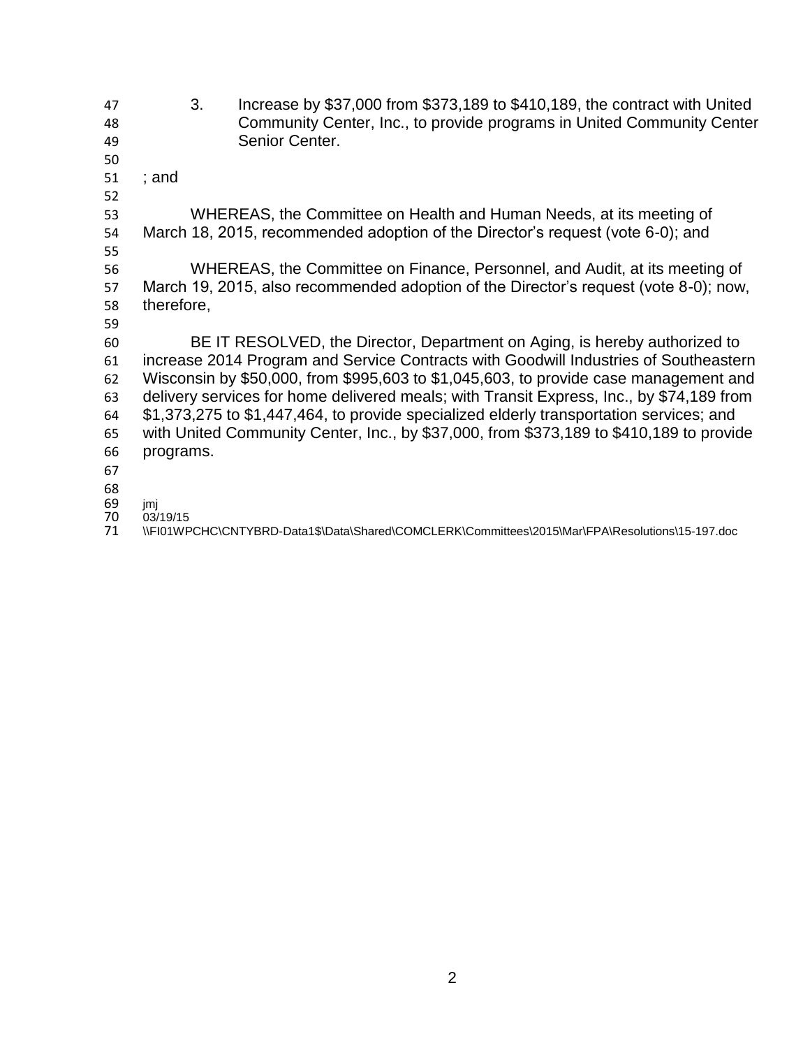3. Increase by $37,000 from $373,189 to $410,189, the contract with United Community Center, Inc., to provide programs in United Community Center Senior Center.

; and

WHEREAS, the Committee on Health and Human Needs, at its meeting of March 18, 2015, recommended adoption of the Director's request (vote 6-0); and

WHEREAS, the Committee on Finance, Personnel, and Audit, at its meeting of March 19, 2015, also recommended adoption of the Director's request (vote 8-0); now, therefore,

BE IT RESOLVED, the Director, Department on Aging, is hereby authorized to increase 2014 Program and Service Contracts with Goodwill Industries of Southeastern Wisconsin by $50,000, from $995,603 to $1,045,603, to provide case management and delivery services for home delivered meals; with Transit Express, Inc., by $74,189 from $1,373,275 to $1,447,464, to provide specialized elderly transportation services; and with United Community Center, Inc., by $37,000, from $373,189 to $410,189 to provide programs.

jmj
03/19/15
\\FI01WPCHC\CNTYBRD-Data1$\Data\Shared\COMCLERK\Committees\2015\Mar\FPA\Resolutions\15-197.doc